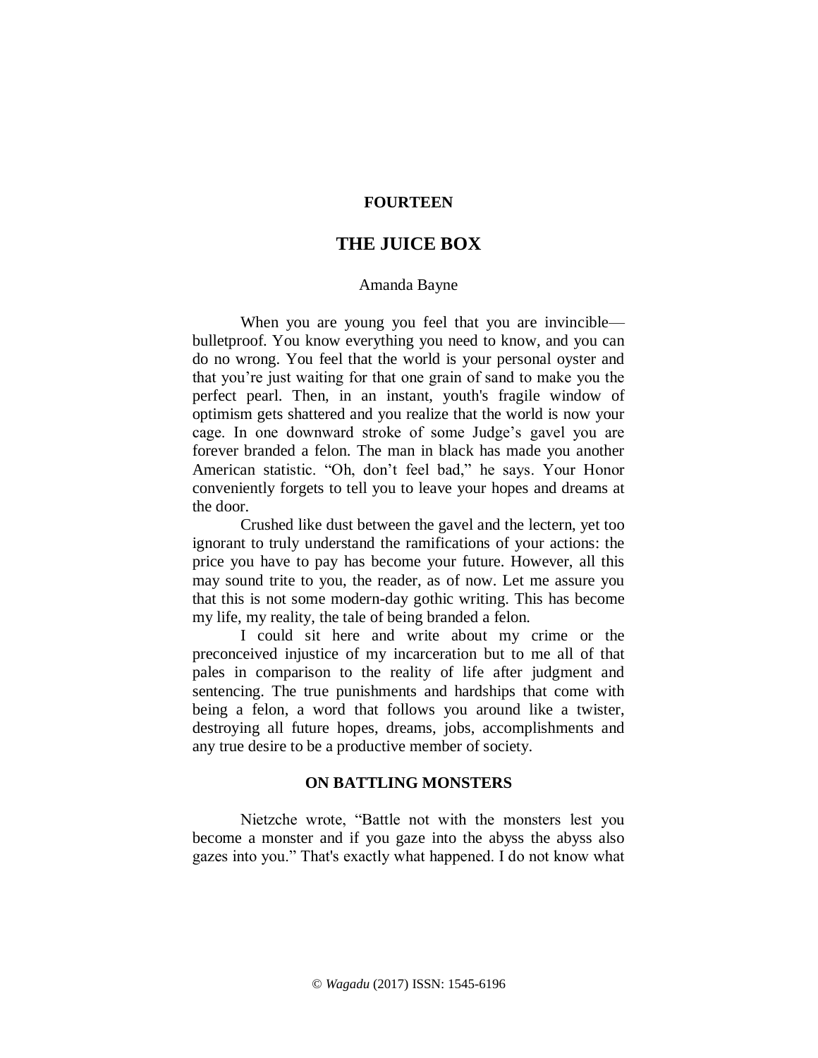FOURTEEN

# THE JUICE BOX

Amanda Bayne

When you are young you feel that you are invincible—bulletproof. You know everything you need to know, and you can do no wrong. You feel that the world is your personal oyster and that you're just waiting for that one grain of sand to make you the perfect pearl. Then, in an instant, youth's fragile window of optimism gets shattered and you realize that the world is now your cage. In one downward stroke of some Judge's gavel you are forever branded a felon. The man in black has made you another American statistic. "Oh, don't feel bad," he says. Your Honor conveniently forgets to tell you to leave your hopes and dreams at the door.

Crushed like dust between the gavel and the lectern, yet too ignorant to truly understand the ramifications of your actions: the price you have to pay has become your future. However, all this may sound trite to you, the reader, as of now. Let me assure you that this is not some modern-day gothic writing. This has become my life, my reality, the tale of being branded a felon.

I could sit here and write about my crime or the preconceived injustice of my incarceration but to me all of that pales in comparison to the reality of life after judgment and sentencing. The true punishments and hardships that come with being a felon, a word that follows you around like a twister, destroying all future hopes, dreams, jobs, accomplishments and any true desire to be a productive member of society.

## ON BATTLING MONSTERS

Nietzche wrote, "Battle not with the monsters lest you become a monster and if you gaze into the abyss the abyss also gazes into you." That's exactly what happened. I do not know what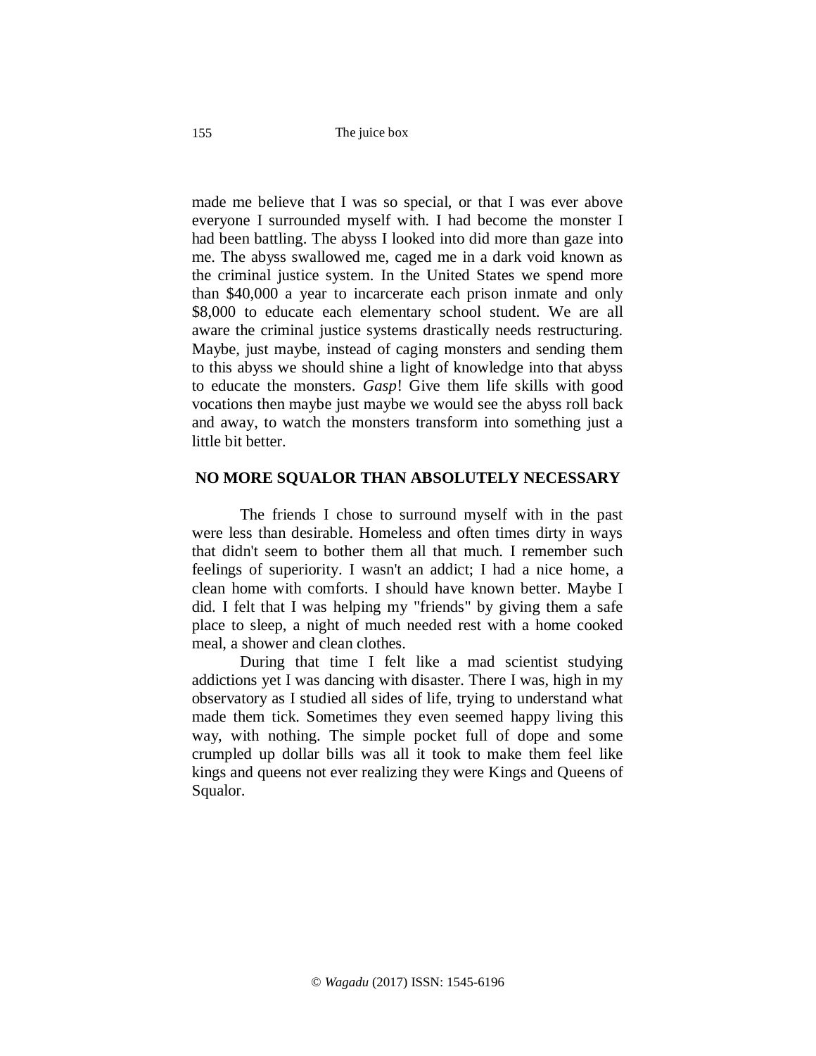made me believe that I was so special, or that I was ever above everyone I surrounded myself with. I had become the monster I had been battling. The abyss I looked into did more than gaze into me. The abyss swallowed me, caged me in a dark void known as the criminal justice system. In the United States we spend more than $40,000 a year to incarcerate each prison inmate and only $8,000 to educate each elementary school student. We are all aware the criminal justice systems drastically needs restructuring. Maybe, just maybe, instead of caging monsters and sending them to this abyss we should shine a light of knowledge into that abyss to educate the monsters. *Gasp*! Give them life skills with good vocations then maybe just maybe we would see the abyss roll back and away, to watch the monsters transform into something just a little bit better.

## NO MORE SQUALOR THAN ABSOLUTELY NECESSARY

The friends I chose to surround myself with in the past were less than desirable. Homeless and often times dirty in ways that didn't seem to bother them all that much. I remember such feelings of superiority. I wasn't an addict; I had a nice home, a clean home with comforts. I should have known better. Maybe I did. I felt that I was helping my "friends" by giving them a safe place to sleep, a night of much needed rest with a home cooked meal, a shower and clean clothes.

During that time I felt like a mad scientist studying addictions yet I was dancing with disaster. There I was, high in my observatory as I studied all sides of life, trying to understand what made them tick. Sometimes they even seemed happy living this way, with nothing. The simple pocket full of dope and some crumpled up dollar bills was all it took to make them feel like kings and queens not ever realizing they were Kings and Queens of Squalor.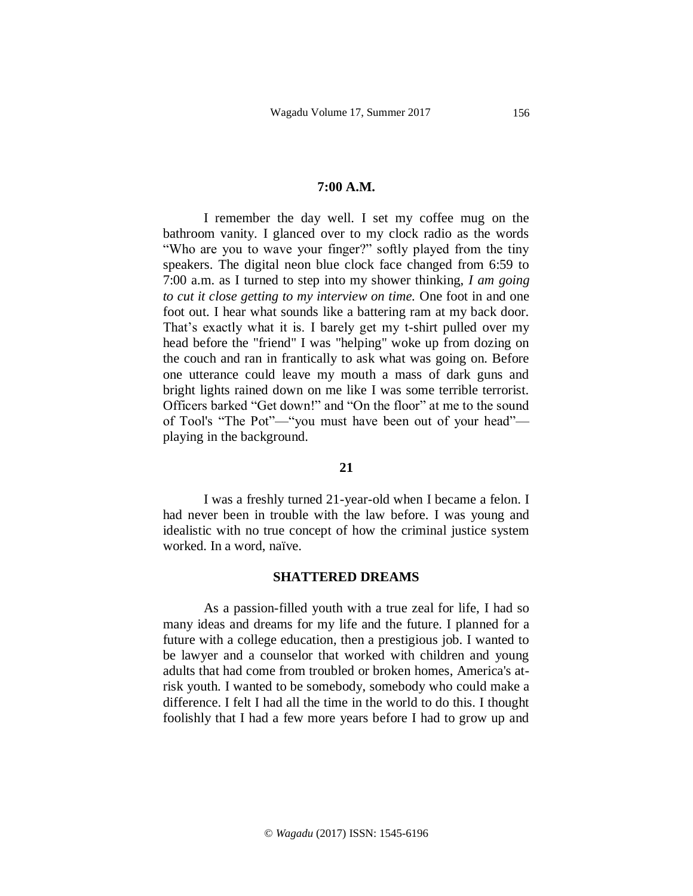## 7:00 A.M.

I remember the day well. I set my coffee mug on the bathroom vanity. I glanced over to my clock radio as the words "Who are you to wave your finger?" softly played from the tiny speakers. The digital neon blue clock face changed from 6:59 to 7:00 a.m. as I turned to step into my shower thinking, *I am going to cut it close getting to my interview on time.* One foot in and one foot out. I hear what sounds like a battering ram at my back door. That's exactly what it is. I barely get my t-shirt pulled over my head before the "friend" I was "helping" woke up from dozing on the couch and ran in frantically to ask what was going on. Before one utterance could leave my mouth a mass of dark guns and bright lights rained down on me like I was some terrible terrorist. Officers barked "Get down!" and "On the floor" at me to the sound of Tool's "The Pot"—"you must have been out of your head"—playing in the background.

## 21

I was a freshly turned 21-year-old when I became a felon. I had never been in trouble with the law before. I was young and idealistic with no true concept of how the criminal justice system worked. In a word, naïve.

## SHATTERED DREAMS

As a passion-filled youth with a true zeal for life, I had so many ideas and dreams for my life and the future. I planned for a future with a college education, then a prestigious job. I wanted to be lawyer and a counselor that worked with children and young adults that had come from troubled or broken homes, America's at-risk youth. I wanted to be somebody, somebody who could make a difference. I felt I had all the time in the world to do this. I thought foolishly that I had a few more years before I had to grow up and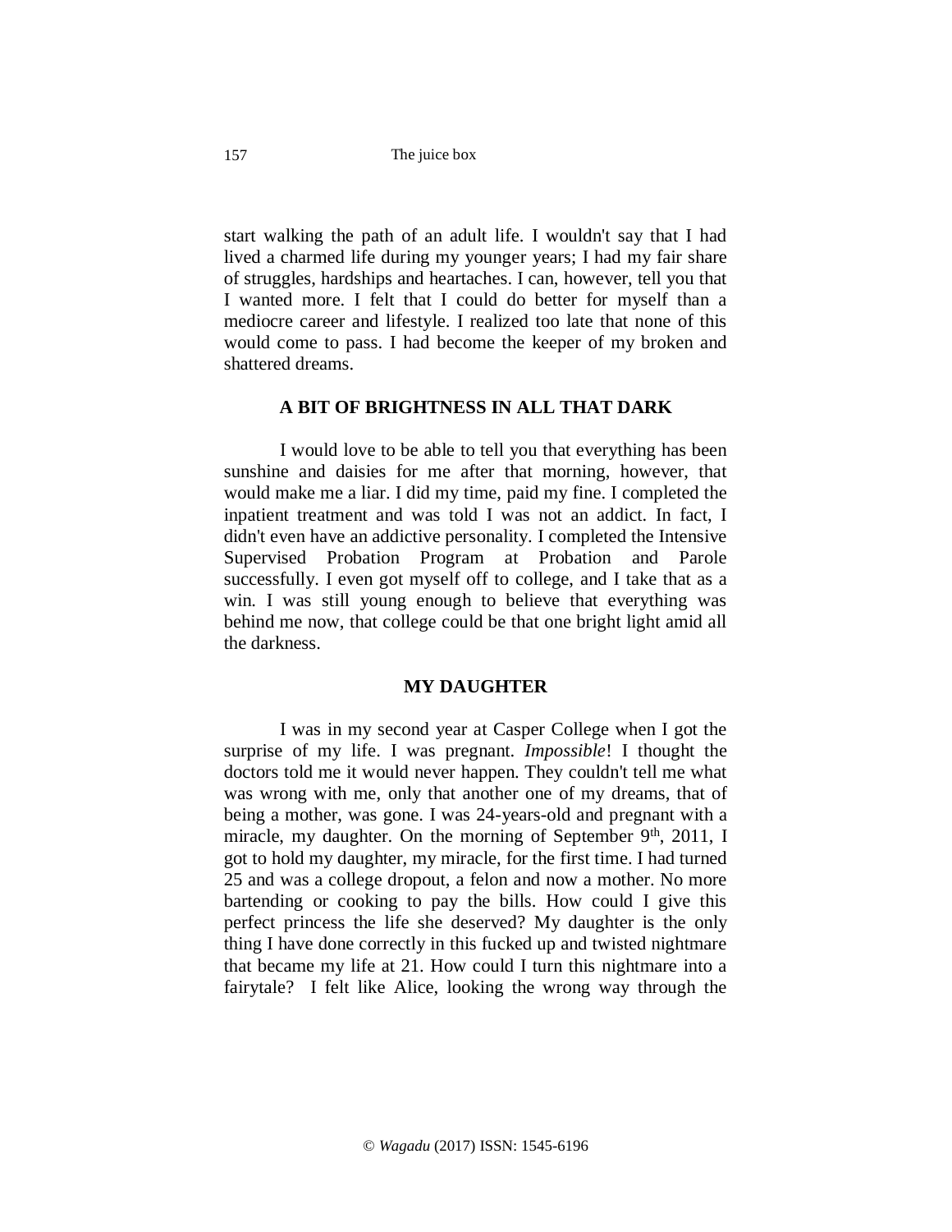start walking the path of an adult life. I wouldn't say that I had lived a charmed life during my younger years; I had my fair share of struggles, hardships and heartaches. I can, however, tell you that I wanted more. I felt that I could do better for myself than a mediocre career and lifestyle. I realized too late that none of this would come to pass. I had become the keeper of my broken and shattered dreams.

## A BIT OF BRIGHTNESS IN ALL THAT DARK

I would love to be able to tell you that everything has been sunshine and daisies for me after that morning, however, that would make me a liar. I did my time, paid my fine. I completed the inpatient treatment and was told I was not an addict. In fact, I didn't even have an addictive personality. I completed the Intensive Supervised Probation Program at Probation and Parole successfully. I even got myself off to college, and I take that as a win. I was still young enough to believe that everything was behind me now, that college could be that one bright light amid all the darkness.

## MY DAUGHTER

I was in my second year at Casper College when I got the surprise of my life. I was pregnant. *Impossible*! I thought the doctors told me it would never happen. They couldn't tell me what was wrong with me, only that another one of my dreams, that of being a mother, was gone. I was 24-years-old and pregnant with a miracle, my daughter. On the morning of September 9th, 2011, I got to hold my daughter, my miracle, for the first time. I had turned 25 and was a college dropout, a felon and now a mother. No more bartending or cooking to pay the bills. How could I give this perfect princess the life she deserved? My daughter is the only thing I have done correctly in this fucked up and twisted nightmare that became my life at 21. How could I turn this nightmare into a fairytale? I felt like Alice, looking the wrong way through the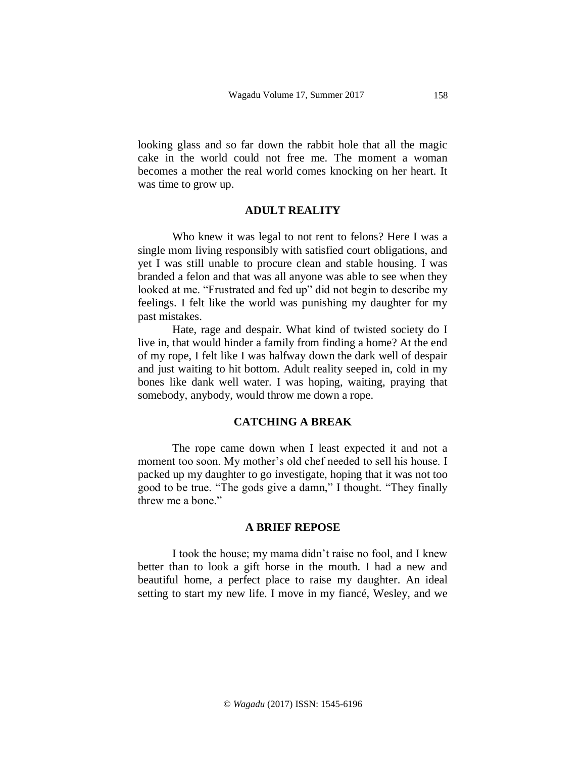looking glass and so far down the rabbit hole that all the magic cake in the world could not free me. The moment a woman becomes a mother the real world comes knocking on her heart. It was time to grow up.

## ADULT REALITY

Who knew it was legal to not rent to felons? Here I was a single mom living responsibly with satisfied court obligations, and yet I was still unable to procure clean and stable housing. I was branded a felon and that was all anyone was able to see when they looked at me. "Frustrated and fed up" did not begin to describe my feelings. I felt like the world was punishing my daughter for my past mistakes.

Hate, rage and despair. What kind of twisted society do I live in, that would hinder a family from finding a home? At the end of my rope, I felt like I was halfway down the dark well of despair and just waiting to hit bottom. Adult reality seeped in, cold in my bones like dank well water. I was hoping, waiting, praying that somebody, anybody, would throw me down a rope.

## CATCHING A BREAK

The rope came down when I least expected it and not a moment too soon. My mother's old chef needed to sell his house. I packed up my daughter to go investigate, hoping that it was not too good to be true. "The gods give a damn," I thought. "They finally threw me a bone."

## A BRIEF REPOSE

I took the house; my mama didn't raise no fool, and I knew better than to look a gift horse in the mouth. I had a new and beautiful home, a perfect place to raise my daughter. An ideal setting to start my new life. I move in my fiancé, Wesley, and we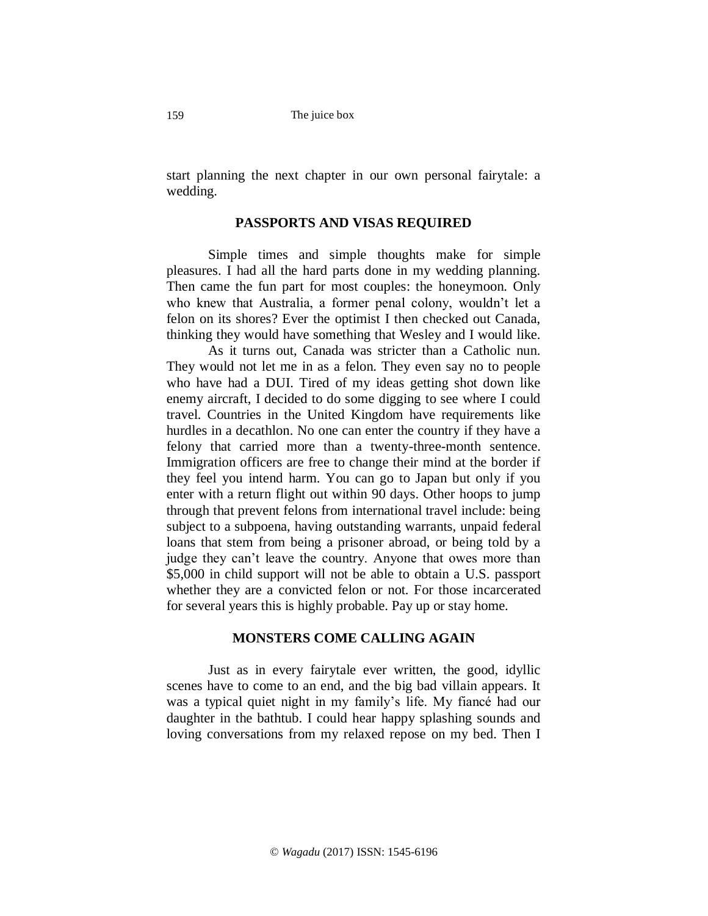start planning the next chapter in our own personal fairytale: a wedding.

## PASSPORTS AND VISAS REQUIRED

Simple times and simple thoughts make for simple pleasures. I had all the hard parts done in my wedding planning. Then came the fun part for most couples: the honeymoon. Only who knew that Australia, a former penal colony, wouldn't let a felon on its shores? Ever the optimist I then checked out Canada, thinking they would have something that Wesley and I would like.

As it turns out, Canada was stricter than a Catholic nun. They would not let me in as a felon. They even say no to people who have had a DUI. Tired of my ideas getting shot down like enemy aircraft, I decided to do some digging to see where I could travel. Countries in the United Kingdom have requirements like hurdles in a decathlon. No one can enter the country if they have a felony that carried more than a twenty-three-month sentence. Immigration officers are free to change their mind at the border if they feel you intend harm. You can go to Japan but only if you enter with a return flight out within 90 days. Other hoops to jump through that prevent felons from international travel include: being subject to a subpoena, having outstanding warrants, unpaid federal loans that stem from being a prisoner abroad, or being told by a judge they can't leave the country. Anyone that owes more than $5,000 in child support will not be able to obtain a U.S. passport whether they are a convicted felon or not. For those incarcerated for several years this is highly probable. Pay up or stay home.

## MONSTERS COME CALLING AGAIN

Just as in every fairytale ever written, the good, idyllic scenes have to come to an end, and the big bad villain appears. It was a typical quiet night in my family's life. My fiancé had our daughter in the bathtub. I could hear happy splashing sounds and loving conversations from my relaxed repose on my bed. Then I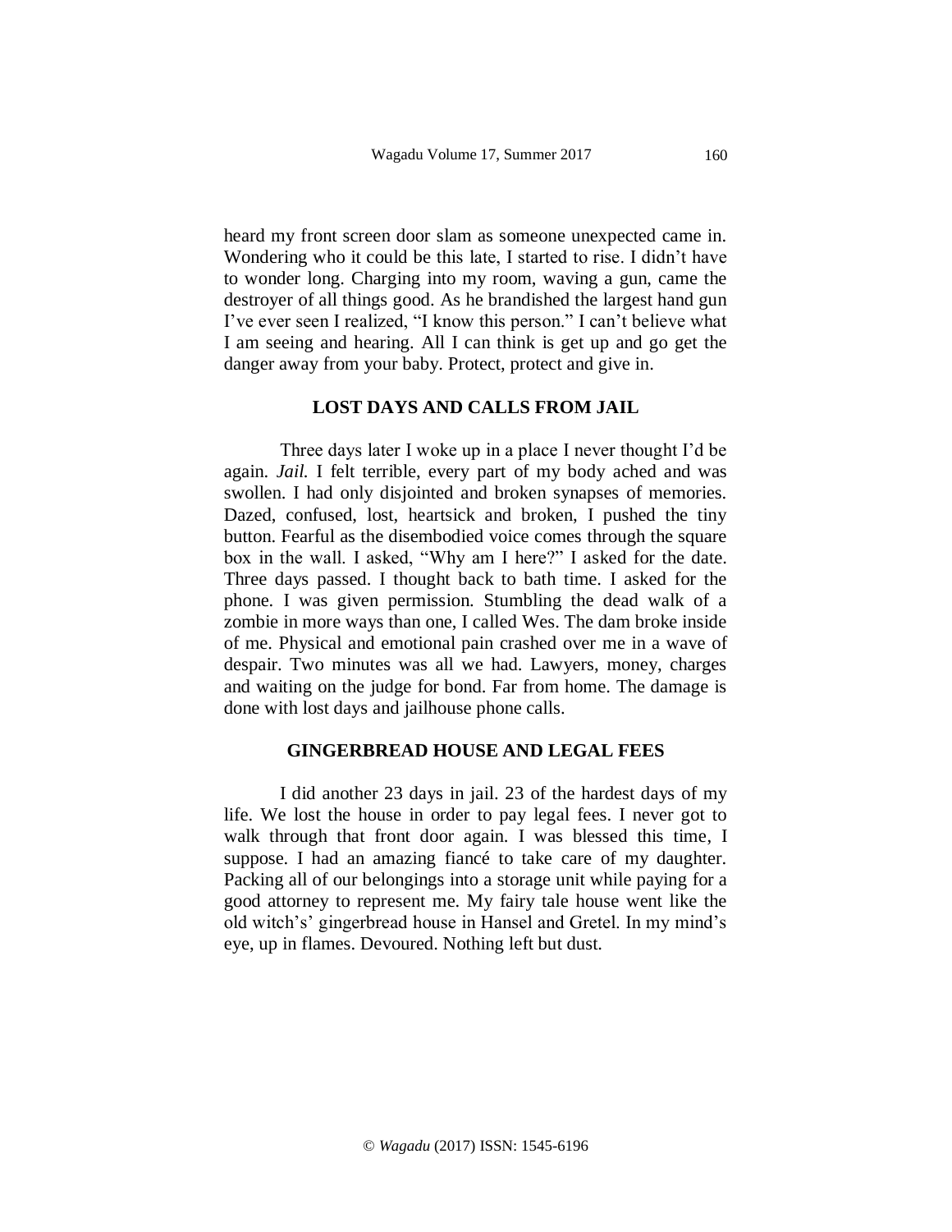heard my front screen door slam as someone unexpected came in. Wondering who it could be this late, I started to rise. I didn't have to wonder long. Charging into my room, waving a gun, came the destroyer of all things good. As he brandished the largest hand gun I've ever seen I realized, "I know this person." I can't believe what I am seeing and hearing. All I can think is get up and go get the danger away from your baby. Protect, protect and give in.

## LOST DAYS AND CALLS FROM JAIL

Three days later I woke up in a place I never thought I'd be again. *Jail.* I felt terrible, every part of my body ached and was swollen. I had only disjointed and broken synapses of memories. Dazed, confused, lost, heartsick and broken, I pushed the tiny button. Fearful as the disembodied voice comes through the square box in the wall. I asked, "Why am I here?" I asked for the date. Three days passed. I thought back to bath time. I asked for the phone. I was given permission. Stumbling the dead walk of a zombie in more ways than one, I called Wes. The dam broke inside of me. Physical and emotional pain crashed over me in a wave of despair. Two minutes was all we had. Lawyers, money, charges and waiting on the judge for bond. Far from home. The damage is done with lost days and jailhouse phone calls.

## GINGERBREAD HOUSE AND LEGAL FEES

I did another 23 days in jail. 23 of the hardest days of my life. We lost the house in order to pay legal fees. I never got to walk through that front door again. I was blessed this time, I suppose. I had an amazing fiancé to take care of my daughter. Packing all of our belongings into a storage unit while paying for a good attorney to represent me. My fairy tale house went like the old witch's' gingerbread house in Hansel and Gretel. In my mind's eye, up in flames. Devoured. Nothing left but dust.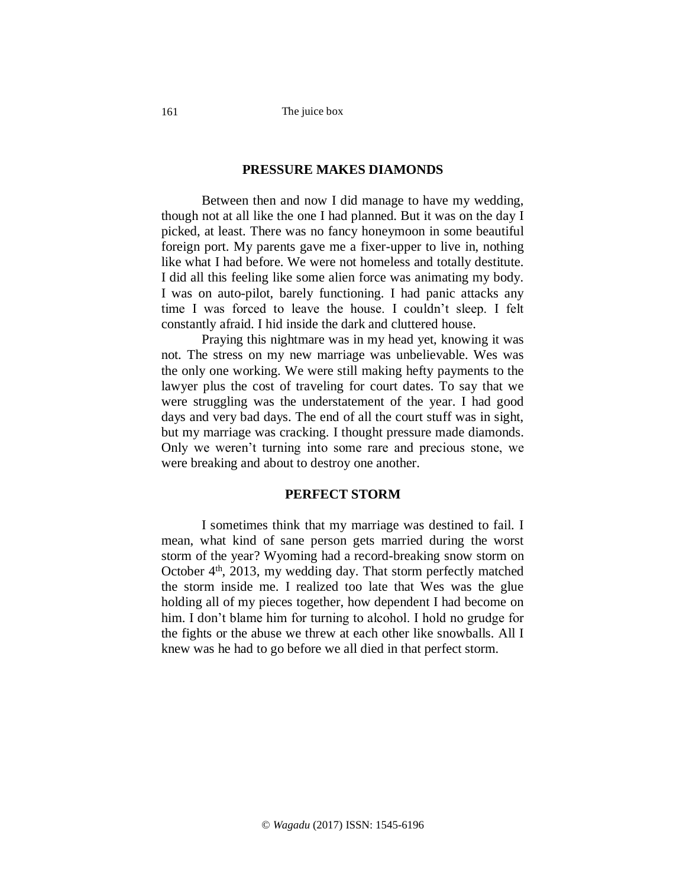## PRESSURE MAKES DIAMONDS

Between then and now I did manage to have my wedding, though not at all like the one I had planned. But it was on the day I picked, at least. There was no fancy honeymoon in some beautiful foreign port. My parents gave me a fixer-upper to live in, nothing like what I had before. We were not homeless and totally destitute. I did all this feeling like some alien force was animating my body. I was on auto-pilot, barely functioning. I had panic attacks any time I was forced to leave the house. I couldn't sleep. I felt constantly afraid. I hid inside the dark and cluttered house.

Praying this nightmare was in my head yet, knowing it was not. The stress on my new marriage was unbelievable. Wes was the only one working. We were still making hefty payments to the lawyer plus the cost of traveling for court dates. To say that we were struggling was the understatement of the year. I had good days and very bad days. The end of all the court stuff was in sight, but my marriage was cracking. I thought pressure made diamonds. Only we weren't turning into some rare and precious stone, we were breaking and about to destroy one another.

## PERFECT STORM

I sometimes think that my marriage was destined to fail. I mean, what kind of sane person gets married during the worst storm of the year? Wyoming had a record-breaking snow storm on October 4th, 2013, my wedding day. That storm perfectly matched the storm inside me. I realized too late that Wes was the glue holding all of my pieces together, how dependent I had become on him. I don't blame him for turning to alcohol. I hold no grudge for the fights or the abuse we threw at each other like snowballs. All I knew was he had to go before we all died in that perfect storm.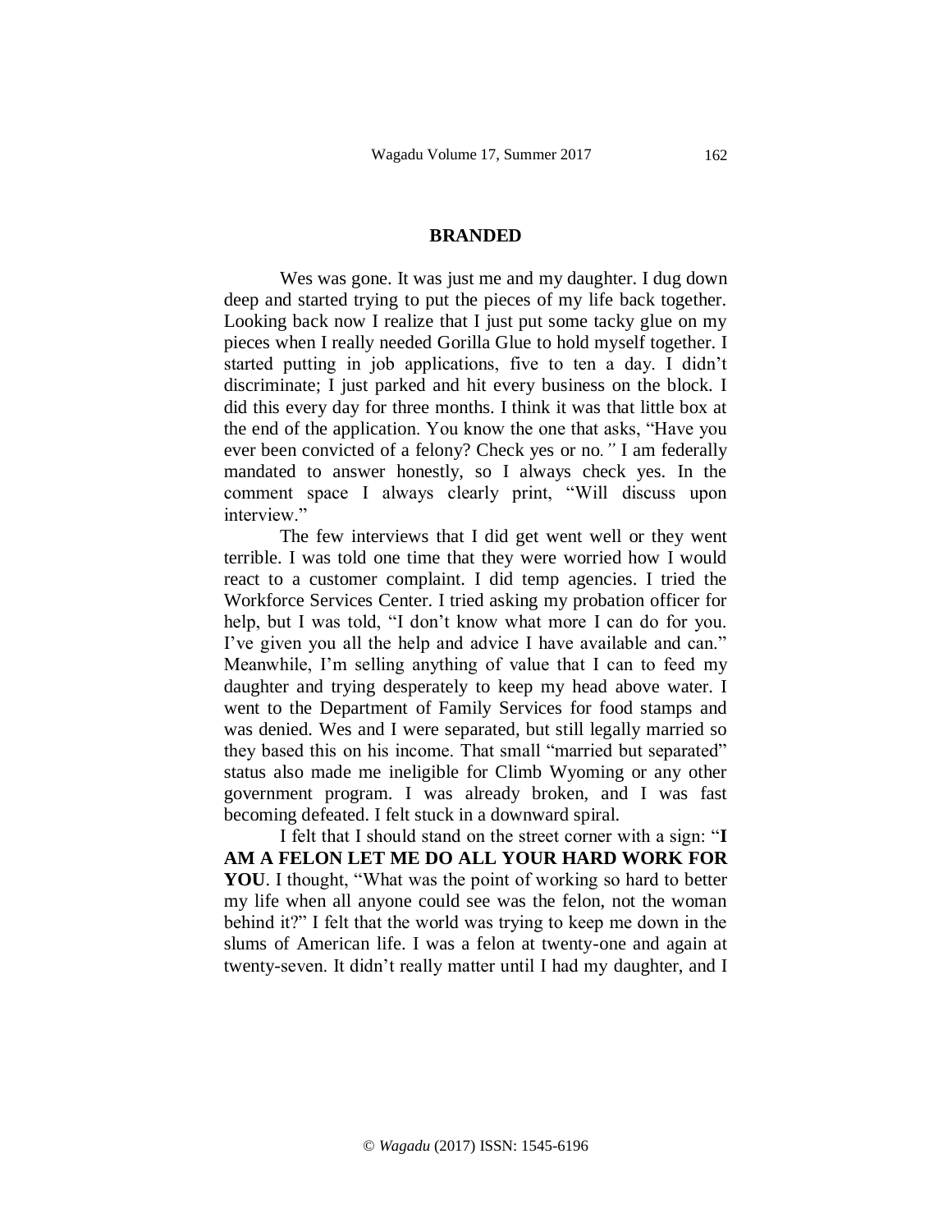## BRANDED

Wes was gone. It was just me and my daughter. I dug down deep and started trying to put the pieces of my life back together. Looking back now I realize that I just put some tacky glue on my pieces when I really needed Gorilla Glue to hold myself together. I started putting in job applications, five to ten a day. I didn't discriminate; I just parked and hit every business on the block. I did this every day for three months. I think it was that little box at the end of the application. You know the one that asks, "Have you ever been convicted of a felony? Check yes or no*."* I am federally mandated to answer honestly, so I always check yes. In the comment space I always clearly print, "Will discuss upon interview."

The few interviews that I did get went well or they went terrible. I was told one time that they were worried how I would react to a customer complaint. I did temp agencies. I tried the Workforce Services Center. I tried asking my probation officer for help, but I was told, "I don't know what more I can do for you. I've given you all the help and advice I have available and can." Meanwhile, I'm selling anything of value that I can to feed my daughter and trying desperately to keep my head above water. I went to the Department of Family Services for food stamps and was denied. Wes and I were separated, but still legally married so they based this on his income. That small "married but separated" status also made me ineligible for Climb Wyoming or any other government program. I was already broken, and I was fast becoming defeated. I felt stuck in a downward spiral.

I felt that I should stand on the street corner with a sign: "**I AM A FELON LET ME DO ALL YOUR HARD WORK FOR YOU**. I thought, "What was the point of working so hard to better my life when all anyone could see was the felon, not the woman behind it?" I felt that the world was trying to keep me down in the slums of American life. I was a felon at twenty-one and again at twenty-seven. It didn't really matter until I had my daughter, and I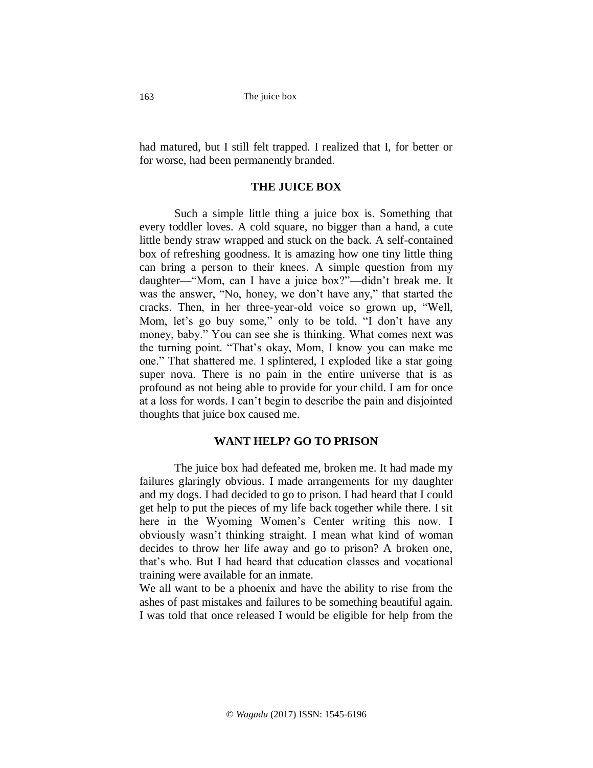had matured, but I still felt trapped. I realized that I, for better or for worse, had been permanently branded.

## THE JUICE BOX

Such a simple little thing a juice box is. Something that every toddler loves. A cold square, no bigger than a hand, a cute little bendy straw wrapped and stuck on the back. A self-contained box of refreshing goodness. It is amazing how one tiny little thing can bring a person to their knees. A simple question from my daughter—"Mom, can I have a juice box?"—didn't break me. It was the answer, "No, honey, we don't have any," that started the cracks. Then, in her three-year-old voice so grown up, "Well, Mom, let's go buy some," only to be told, "I don't have any money, baby." You can see she is thinking. What comes next was the turning point. "That's okay, Mom, I know you can make me one." That shattered me. I splintered, I exploded like a star going super nova. There is no pain in the entire universe that is as profound as not being able to provide for your child. I am for once at a loss for words. I can't begin to describe the pain and disjointed thoughts that juice box caused me.

## WANT HELP? GO TO PRISON

The juice box had defeated me, broken me. It had made my failures glaringly obvious. I made arrangements for my daughter and my dogs. I had decided to go to prison. I had heard that I could get help to put the pieces of my life back together while there. I sit here in the Wyoming Women's Center writing this now. I obviously wasn't thinking straight. I mean what kind of woman decides to throw her life away and go to prison? A broken one, that's who. But I had heard that education classes and vocational training were available for an inmate.

We all want to be a phoenix and have the ability to rise from the ashes of past mistakes and failures to be something beautiful again. I was told that once released I would be eligible for help from the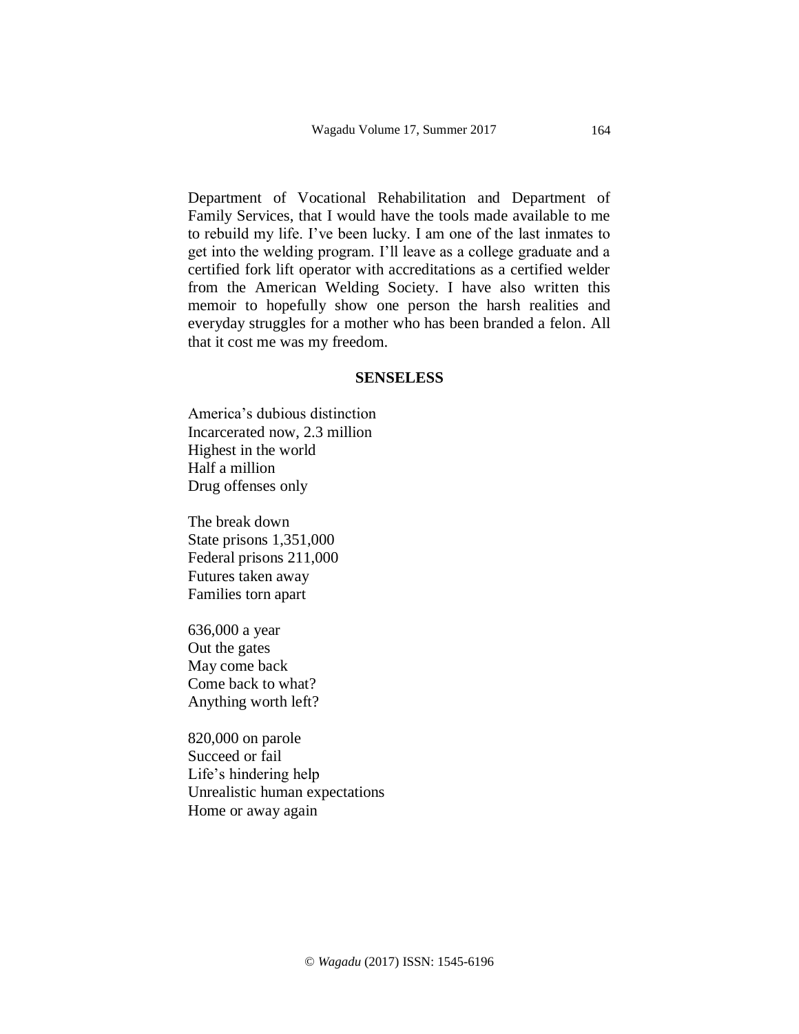Department of Vocational Rehabilitation and Department of Family Services, that I would have the tools made available to me to rebuild my life. I've been lucky. I am one of the last inmates to get into the welding program. I'll leave as a college graduate and a certified fork lift operator with accreditations as a certified welder from the American Welding Society. I have also written this memoir to hopefully show one person the harsh realities and everyday struggles for a mother who has been branded a felon. All that it cost me was my freedom.

## SENSELESS

America's dubious distinction  
Incarcerated now, 2.3 million  
Highest in the world  
Half a million  
Drug offenses only

The break down  
State prisons 1,351,000  
Federal prisons 211,000  
Futures taken away  
Families torn apart

636,000 a year  
Out the gates  
May come back  
Come back to what?  
Anything worth left?

820,000 on parole  
Succeed or fail  
Life's hindering help  
Unrealistic human expectations  
Home or away again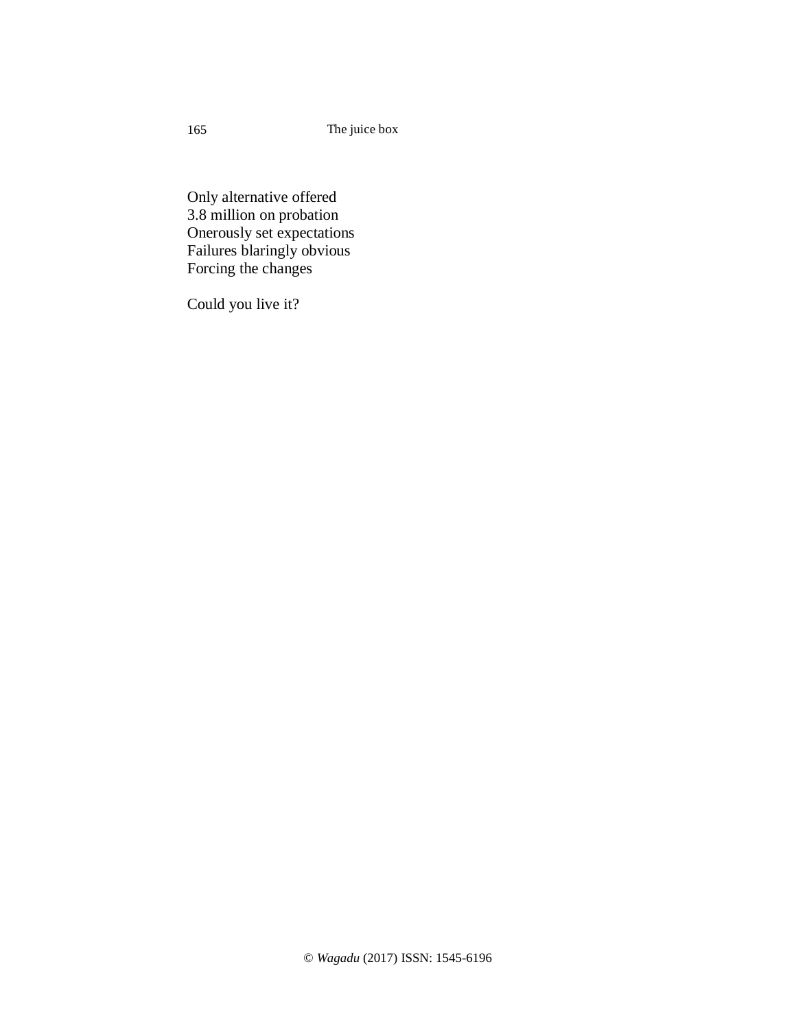Only alternative offered
3.8 million on probation
Onerously set expectations
Failures blaringly obvious
Forcing the changes

Could you live it?